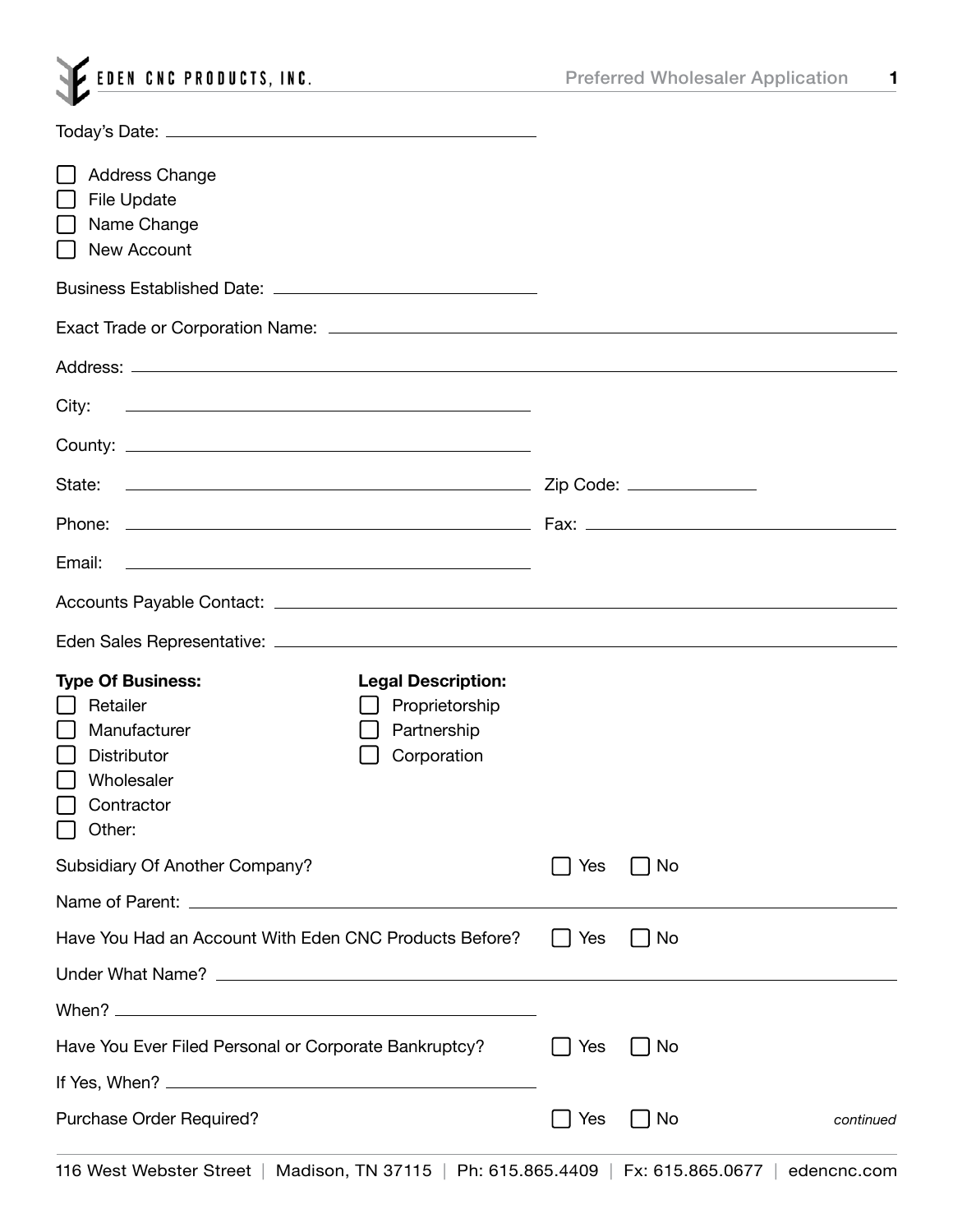# EDEN CNC PRODUCTS, INC.

## Preferred Wholesaler Application

Today's Date: ______________________

- [ ] Address Change
- [ ] File Update
- [ ] Name Change
- [ ] New Account

Business Established Date: ______________________

Exact Trade or Corporation Name: ______________________

Address: ______________________

City: ______________________

County: ______________________

State: ______________________ Zip Code: ______________________

Phone: ______________________ Fax: ______________________

Email: ______________________

Accounts Payable Contact: ______________________

Eden Sales Representative: ______________________

**Type Of Business:**

- [ ] Retailer
- [ ] Manufacturer
- [ ] Distributor
- [ ] Wholesaler
- [ ] Contractor
- [ ] Other:

**Legal Description:**

- [ ] Proprietorship
- [ ] Partnership
- [ ] Corporation

Subsidiary Of Another Company? [ ] Yes [ ] No

Name of Parent: ______________________

Have You Had an Account With Eden CNC Products Before? [ ] Yes [ ] No

Under What Name? ______________________

When? ______________________

Have You Ever Filed Personal or Corporate Bankruptcy? [ ] Yes [ ] No

If Yes, When? ______________________

Purchase Order Required? [ ] Yes [ ] No

*continued*

116 West Webster Street | Madison, TN 37115 | Ph: 615.865.4409 | Fx: 615.865.0677 | edencnc.com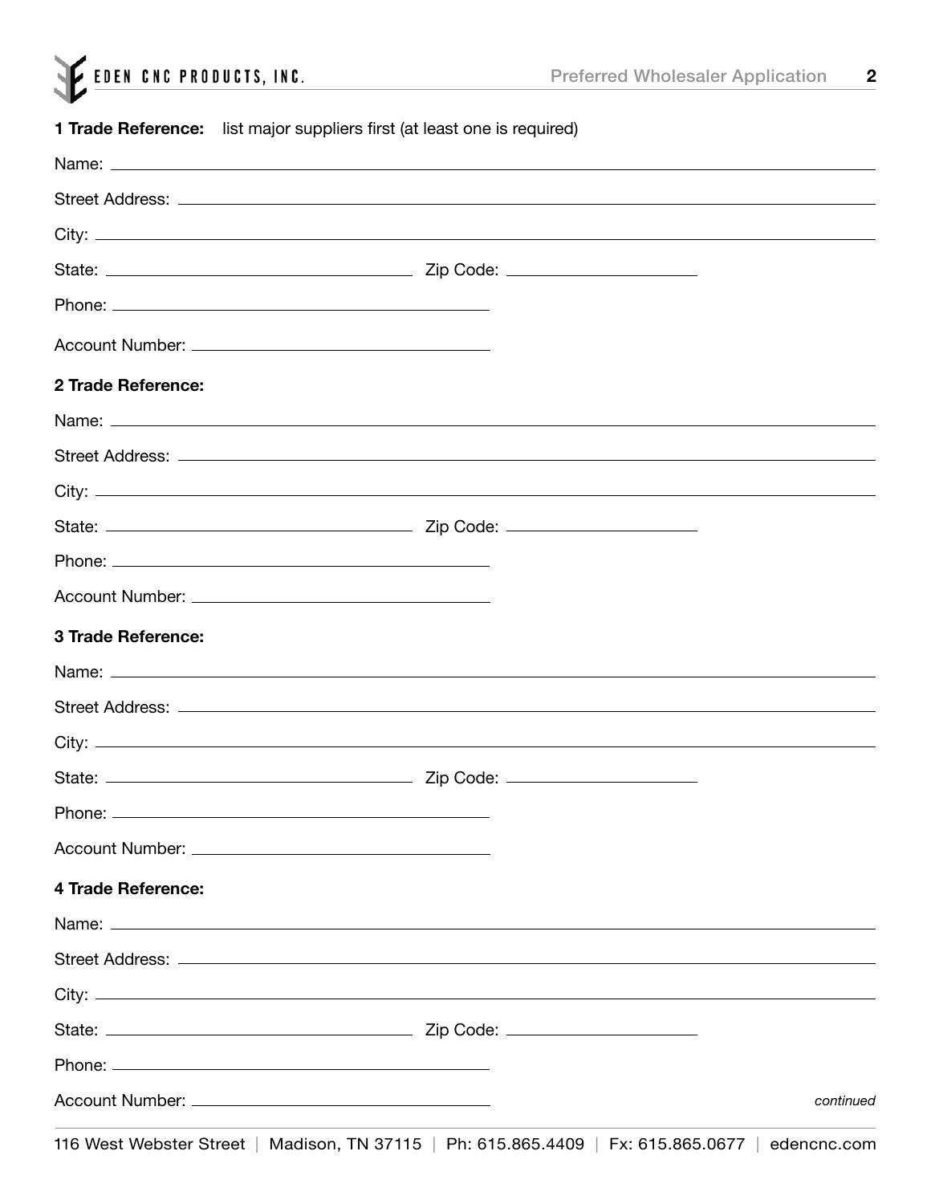**1 Trade Reference:** list major suppliers first (at least one is required)

Name: \_\_\_\_\_\_\_\_\_\_\_\_\_\_\_\_\_\_\_\_\_\_\_\_\_\_\_\_\_\_\_\_\_\_\_\_\_\_\_\_

Street Address: \_\_\_\_\_\_\_\_\_\_\_\_\_\_\_\_\_\_\_\_\_\_\_\_\_\_\_\_\_\_\_\_\_\_\_\_

City: \_\_\_\_\_\_\_\_\_\_\_\_\_\_\_\_\_\_\_\_\_\_\_\_\_\_\_\_\_\_\_\_\_\_\_\_\_\_\_\_

State: \_\_\_\_\_\_\_\_\_\_\_\_\_\_\_\_\_\_ Zip Code: \_\_\_\_\_\_\_\_\_\_\_\_

Phone: \_\_\_\_\_\_\_\_\_\_\_\_\_\_\_\_\_\_\_\_\_\_

Account Number: \_\_\_\_\_\_\_\_\_\_\_\_\_\_\_\_\_\_

**2 Trade Reference:**

Name: \_\_\_\_\_\_\_\_\_\_\_\_\_\_\_\_\_\_\_\_\_\_\_\_\_\_\_\_\_\_\_\_\_\_\_\_\_\_\_\_

Street Address: \_\_\_\_\_\_\_\_\_\_\_\_\_\_\_\_\_\_\_\_\_\_\_\_\_\_\_\_\_\_\_\_\_\_\_\_

City: \_\_\_\_\_\_\_\_\_\_\_\_\_\_\_\_\_\_\_\_\_\_\_\_\_\_\_\_\_\_\_\_\_\_\_\_\_\_\_\_

State: \_\_\_\_\_\_\_\_\_\_\_\_\_\_\_\_\_\_ Zip Code: \_\_\_\_\_\_\_\_\_\_\_\_

Phone: \_\_\_\_\_\_\_\_\_\_\_\_\_\_\_\_\_\_\_\_\_\_

Account Number: \_\_\_\_\_\_\_\_\_\_\_\_\_\_\_\_\_\_

**3 Trade Reference:**

Name: \_\_\_\_\_\_\_\_\_\_\_\_\_\_\_\_\_\_\_\_\_\_\_\_\_\_\_\_\_\_\_\_\_\_\_\_\_\_\_\_

Street Address: \_\_\_\_\_\_\_\_\_\_\_\_\_\_\_\_\_\_\_\_\_\_\_\_\_\_\_\_\_\_\_\_\_\_\_\_

City: \_\_\_\_\_\_\_\_\_\_\_\_\_\_\_\_\_\_\_\_\_\_\_\_\_\_\_\_\_\_\_\_\_\_\_\_\_\_\_\_

State: \_\_\_\_\_\_\_\_\_\_\_\_\_\_\_\_\_\_ Zip Code: \_\_\_\_\_\_\_\_\_\_\_\_

Phone: \_\_\_\_\_\_\_\_\_\_\_\_\_\_\_\_\_\_\_\_\_\_

Account Number: \_\_\_\_\_\_\_\_\_\_\_\_\_\_\_\_\_\_

**4 Trade Reference:**

Name: \_\_\_\_\_\_\_\_\_\_\_\_\_\_\_\_\_\_\_\_\_\_\_\_\_\_\_\_\_\_\_\_\_\_\_\_\_\_\_\_

Street Address: \_\_\_\_\_\_\_\_\_\_\_\_\_\_\_\_\_\_\_\_\_\_\_\_\_\_\_\_\_\_\_\_\_\_\_\_

City: \_\_\_\_\_\_\_\_\_\_\_\_\_\_\_\_\_\_\_\_\_\_\_\_\_\_\_\_\_\_\_\_\_\_\_\_\_\_\_\_

State: \_\_\_\_\_\_\_\_\_\_\_\_\_\_\_\_\_\_ Zip Code: \_\_\_\_\_\_\_\_\_\_\_\_

Phone: \_\_\_\_\_\_\_\_\_\_\_\_\_\_\_\_\_\_\_\_\_\_

Account Number: \_\_\_\_\_\_\_\_\_\_\_\_\_\_\_\_\_\_

*continued*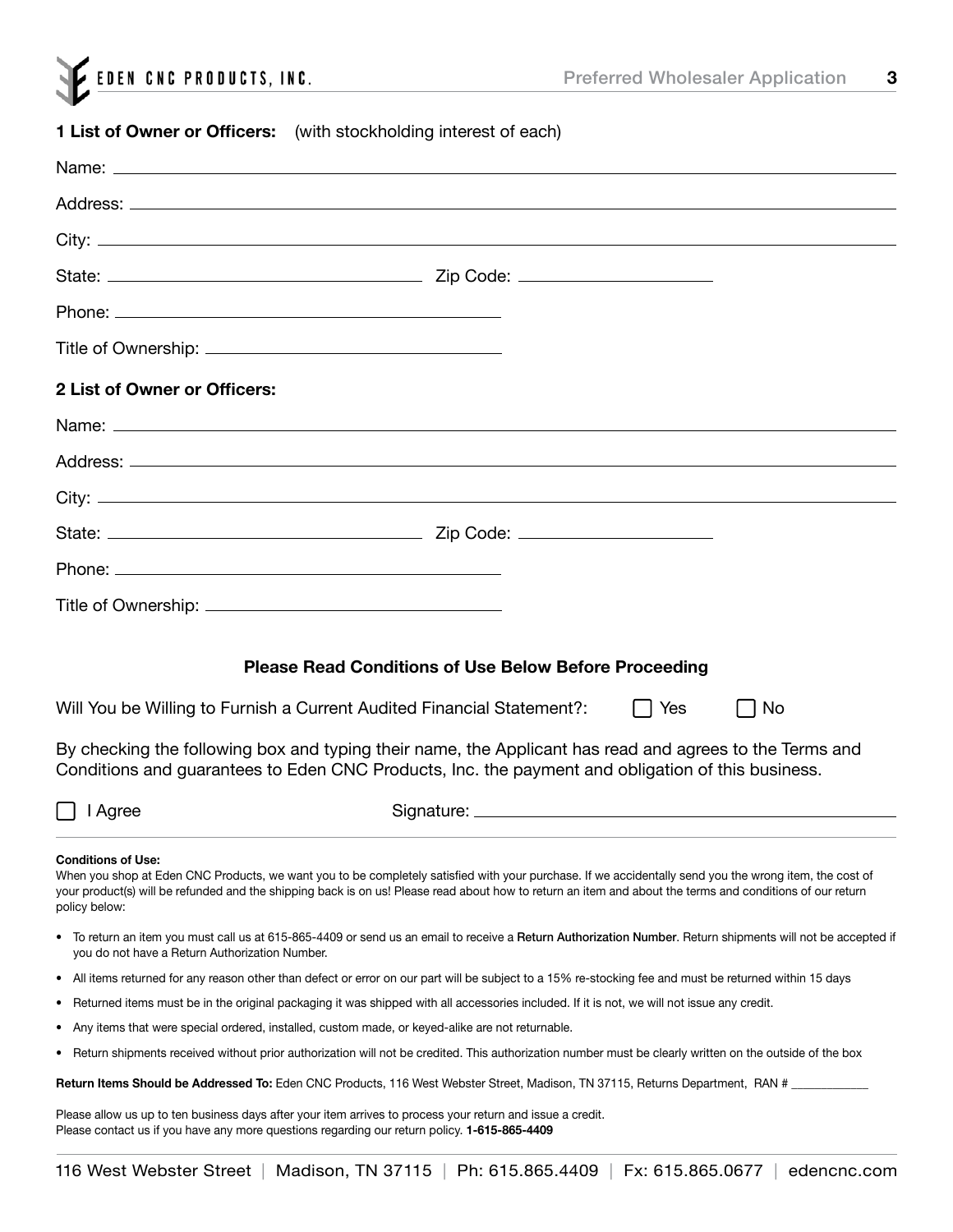**1 List of Owner or Officers:** (with stockholding interest of each)

Name: ______________________________

Address: ______________________________

City: ______________________________

State: ______________________ Zip Code: ______________________

Phone: ______________________________

Title of Ownership: ______________________________

**2 List of Owner or Officers:**

Name: ______________________________

Address: ______________________________

City: ______________________________

State: ______________________ Zip Code: ______________________

Phone: ______________________________

Title of Ownership: ______________________________

**Please Read Conditions of Use Below Before Proceeding**

Will You be Willing to Furnish a Current Audited Financial Statement?: ☐ Yes ☐ No

By checking the following box and typing their name, the Applicant has read and agrees to the Terms and Conditions and guarantees to Eden CNC Products, Inc. the payment and obligation of this business.

☐ I Agree Signature: ______________________________

**Conditions of Use:**
When you shop at Eden CNC Products, we want you to be completely satisfied with your purchase. If we accidentally send you the wrong item, the cost of your product(s) will be refunded and the shipping back is on us! Please read about how to return an item and about the terms and conditions of our return policy below:

- To return an item you must call us at 615-865-4409 or send us an email to receive a **Return Authorization Number**. Return shipments will not be accepted if you do not have a Return Authorization Number.
- All items returned for any reason other than defect or error on our part will be subject to a 15% re-stocking fee and must be returned within 15 days
- Returned items must be in the original packaging it was shipped with all accessories included. If it is not, we will not issue any credit.
- Any items that were special ordered, installed, custom made, or keyed-alike are not returnable.
- Return shipments received without prior authorization will not be credited. This authorization number must be clearly written on the outside of the box

**Return Items Should be Addressed To:** Eden CNC Products, 116 West Webster Street, Madison, TN 37115, Returns Department, RAN # ____________

Please allow us up to ten business days after your item arrives to process your return and issue a credit.
Please contact us if you have any more questions regarding our return policy. **1-615-865-4409**